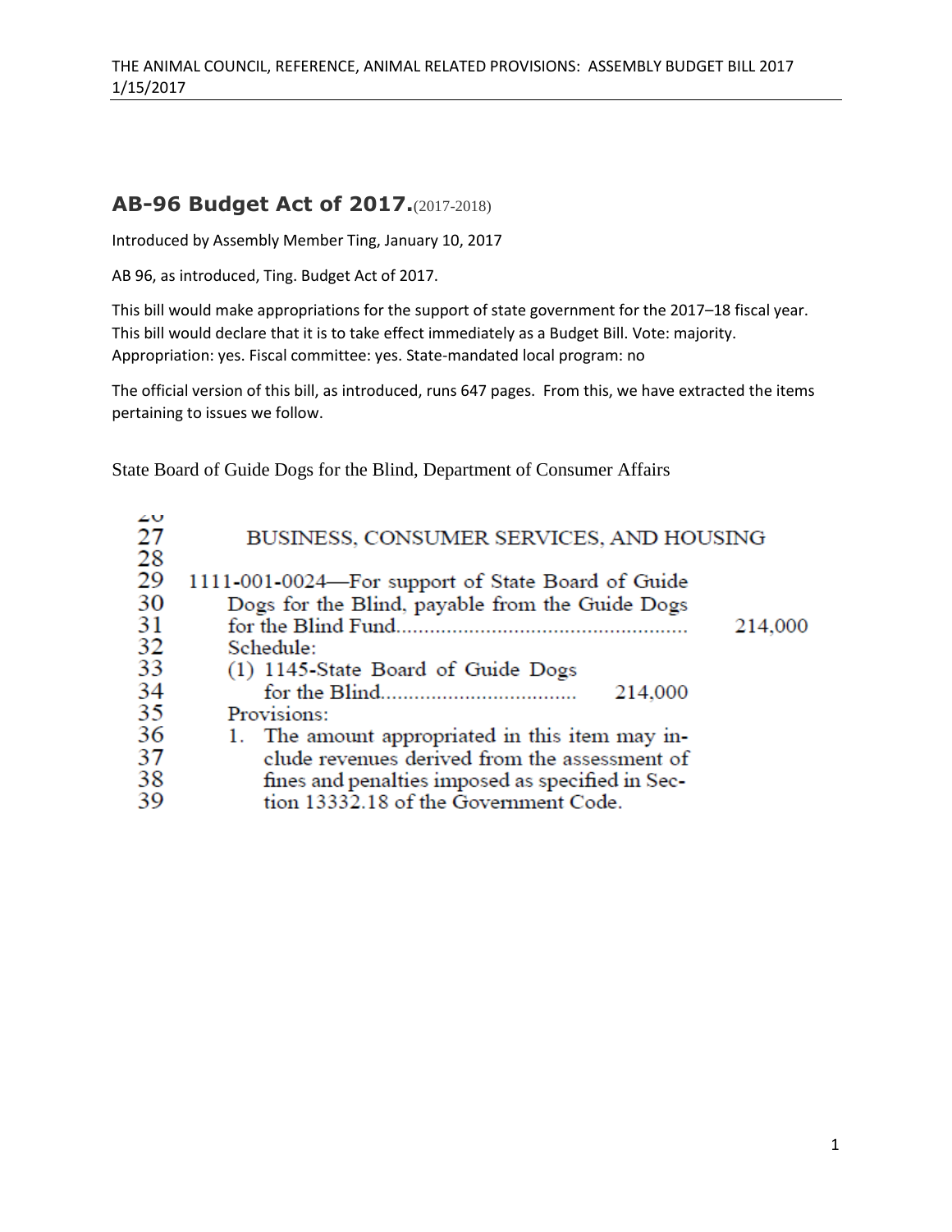# AB-96 Budget Act of 2017.(2017-2018)

Introduced by Assembly Member Ting, January 10, 2017

AB 96, as introduced, Ting. Budget Act of 2017.

This bill would make appropriations for the support of state government for the 2017–18 fiscal year. This bill would declare that it is to take effect immediately as a Budget Bill. Vote: majority. Appropriation: yes. Fiscal committee: yes. State-mandated local program: no

The official version of this bill, as introduced, runs 647 pages. From this, we have extracted the items pertaining to issues we follow.

State Board of Guide Dogs for the Blind, Department of Consumer Affairs

```
27         BUSINESS, CONSUMER SERVICES, AND HOUSING
28
29   1111-001-0024—For support of State Board of Guide
30       Dogs for the Blind, payable from the Guide Dogs
31       for the Blind Fund.............................................      214,000
32       Schedule:
33       (1) 1145-State Board of Guide Dogs
34           for the Blind..............................   214,000
35       Provisions:
36       1. The amount appropriated in this item may in-
37          clude revenues derived from the assessment of
38          fines and penalties imposed as specified in Sec-
39          tion 13332.18 of the Government Code.
```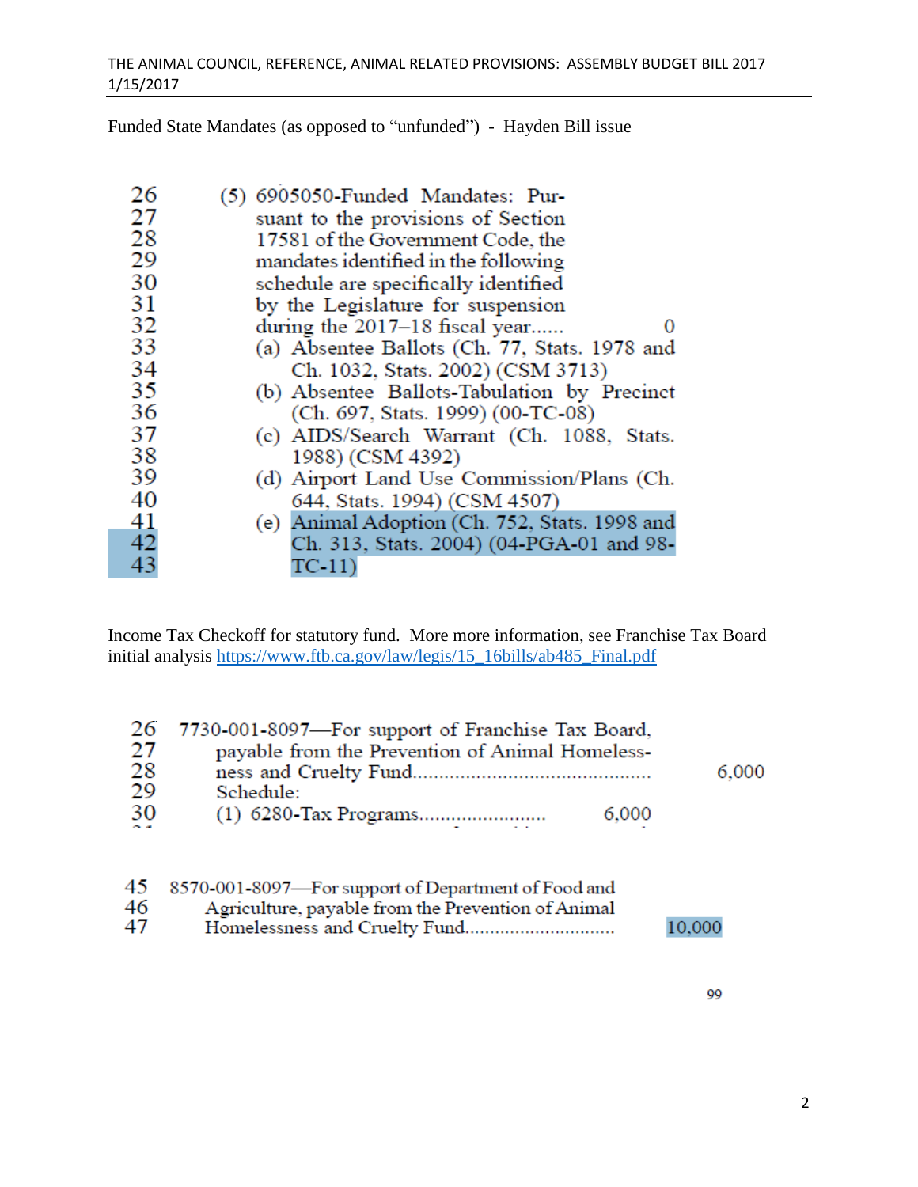Funded State Mandates (as opposed to "unfunded") - Hayden Bill issue

```
26    (5) 6905050-Funded Mandates: Pur-
27        suant to the provisions of Section
28        17581 of the Government Code, the
29        mandates identified in the following
30        schedule are specifically identified
31        by the Legislature for suspension
32        during the 2017–18 fiscal year......        0
33        (a) Absentee Ballots (Ch. 77, Stats. 1978 and
34            Ch. 1032, Stats. 2002) (CSM 3713)
35        (b) Absentee Ballots-Tabulation by Precinct
36            (Ch. 697, Stats. 1999) (00-TC-08)
37        (c) AIDS/Search Warrant (Ch. 1088, Stats.
38            1988) (CSM 4392)
39        (d) Airport Land Use Commission/Plans (Ch.
40            644, Stats. 1994) (CSM 4507)
41        (e) Animal Adoption (Ch. 752, Stats. 1998 and
42            Ch. 313, Stats. 2004) (04-PGA-01 and 98-
43            TC-11)
```

Income Tax Checkoff for statutory fund. More more information, see Franchise Tax Board initial analysis https://www.ftb.ca.gov/law/legis/15_16bills/ab485_Final.pdf

```
26  7730-001-8097—For support of Franchise Tax Board,
27      payable from the Prevention of Animal Homeless-
28      ness and Cruelty Fund..........................................    6,000
29      Schedule:
30      (1) 6280-Tax Programs.......................      6,000
```

```
45  8570-001-8097—For support of Department of Food and
46      Agriculture, payable from the Prevention of Animal
47      Homelessness and Cruelty Fund............................    10,000
```

99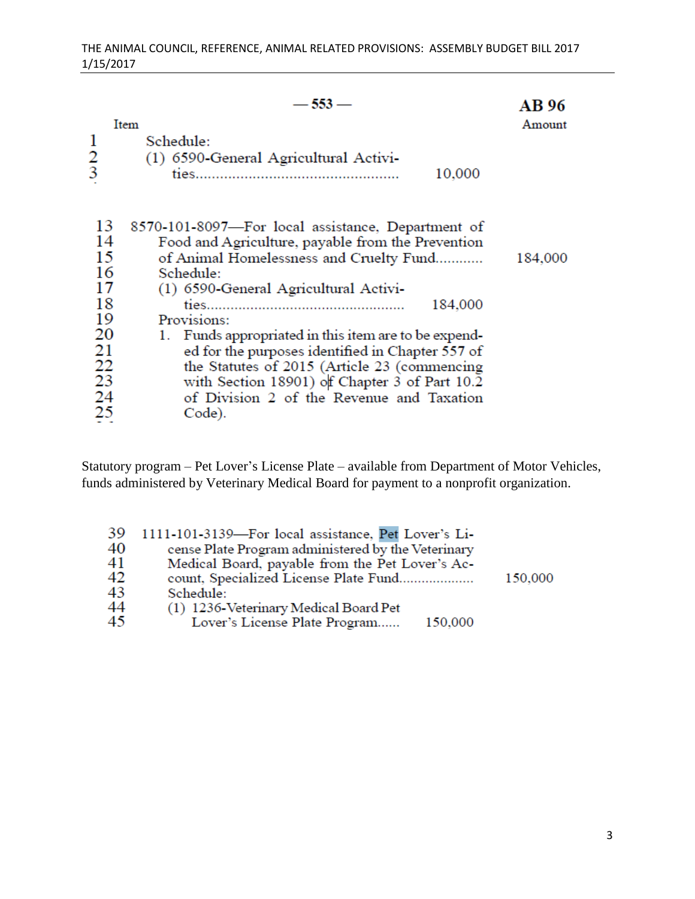— 553 — **AB 96**

| Item | | Amount |
|---|---|---|
| 1 | Schedule: | |
| 2 | (1) 6590-General Agricultural Activi- | |
| 3 | ties.................................................. 10,000 | |

| | | |
|---|---|---|
| 13 | 8570-101-8097—For local assistance, Department of | |
| 14 | Food and Agriculture, payable from the Prevention | |
| 15 | of Animal Homelessness and Cruelty Fund............ | 184,000 |
| 16 | Schedule: | |
| 17 | (1) 6590-General Agricultural Activi- | |
| 18 | ties.................................................. 184,000 | |
| 19 | Provisions: | |
| 20 | 1. Funds appropriated in this item are to be expend- | |
| 21 | ed for the purposes identified in Chapter 557 of | |
| 22 | the Statutes of 2015 (Article 23 (commencing | |
| 23 | with Section 18901) of Chapter 3 of Part 10.2 | |
| 24 | of Division 2 of the Revenue and Taxation | |
| 25 | Code). | |

Statutory program – Pet Lover's License Plate – available from Department of Motor Vehicles, funds administered by Veterinary Medical Board for payment to a nonprofit organization.

| | | |
|---|---|---|
| 39 | 1111-101-3139—For local assistance, Pet Lover's Li- | |
| 40 | cense Plate Program administered by the Veterinary | |
| 41 | Medical Board, payable from the Pet Lover's Ac- | |
| 42 | count, Specialized License Plate Fund................... | 150,000 |
| 43 | Schedule: | |
| 44 | (1) 1236-Veterinary Medical Board Pet | |
| 45 | Lover's License Plate Program...... 150,000 | |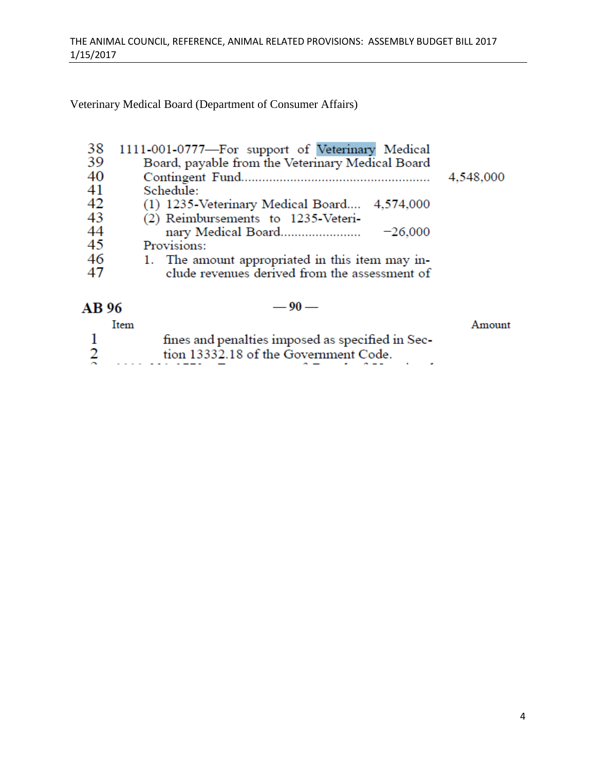Veterinary Medical Board (Department of Consumer Affairs)

38 1111-001-0777—For support of Veterinary Medical
39 Board, payable from the Veterinary Medical Board
40 Contingent Fund....................................................... 4,548,000
41 Schedule:
42 (1) 1235-Veterinary Medical Board.... 4,574,000
43 (2) Reimbursements to 1235-Veteri-
44 nary Medical Board....................... −26,000
45 Provisions:
46 1. The amount appropriated in this item may in-
47 clude revenues derived from the assessment of

**AB 96** — 90 —

Item Amount

1 fines and penalties imposed as specified in Sec-
2 tion 13332.18 of the Government Code.